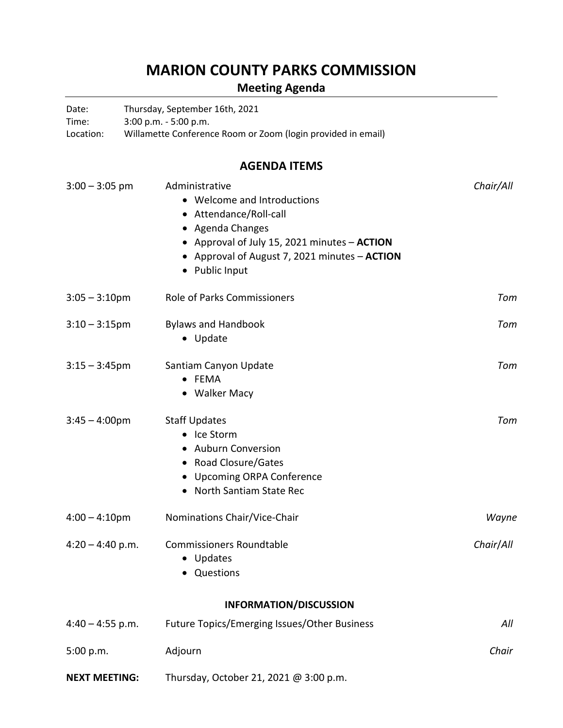# MARION COUNTY PARKS COMMISSION

## Meeting Agenda

Date: Thursday, September 16th, 2021
Time: 3:00 p.m. - 5:00 p.m.
Location: Willamette Conference Room or Zoom (login provided in email)

## AGENDA ITEMS

| Time | Item | Lead |
|---|---|---|
| 3:00 – 3:05 pm | Administrative<br>• Welcome and Introductions<br>• Attendance/Roll-call<br>• Agenda Changes<br>• Approval of July 15, 2021 minutes – **ACTION**<br>• Approval of August 7, 2021 minutes – **ACTION**<br>• Public Input | *Chair/All* |
| 3:05 – 3:10pm | Role of Parks Commissioners | *Tom* |
| 3:10 – 3:15pm | Bylaws and Handbook<br>• Update | *Tom* |
| 3:15 – 3:45pm | Santiam Canyon Update<br>• FEMA<br>• Walker Macy | *Tom* |
| 3:45 – 4:00pm | Staff Updates<br>• Ice Storm<br>• Auburn Conversion<br>• Road Closure/Gates<br>• Upcoming ORPA Conference<br>• North Santiam State Rec | *Tom* |
| 4:00 – 4:10pm | Nominations Chair/Vice-Chair | *Wayne* |
| 4:20 – 4:40 p.m. | Commissioners Roundtable<br>• Updates<br>• Questions | *Chair/All* |

### INFORMATION/DISCUSSION

| Time | Item | Lead |
|---|---|---|
| 4:40 – 4:55 p.m. | Future Topics/Emerging Issues/Other Business | *All* |
| 5:00 p.m. | Adjourn | *Chair* |

**NEXT MEETING:** Thursday, October 21, 2021 @ 3:00 p.m.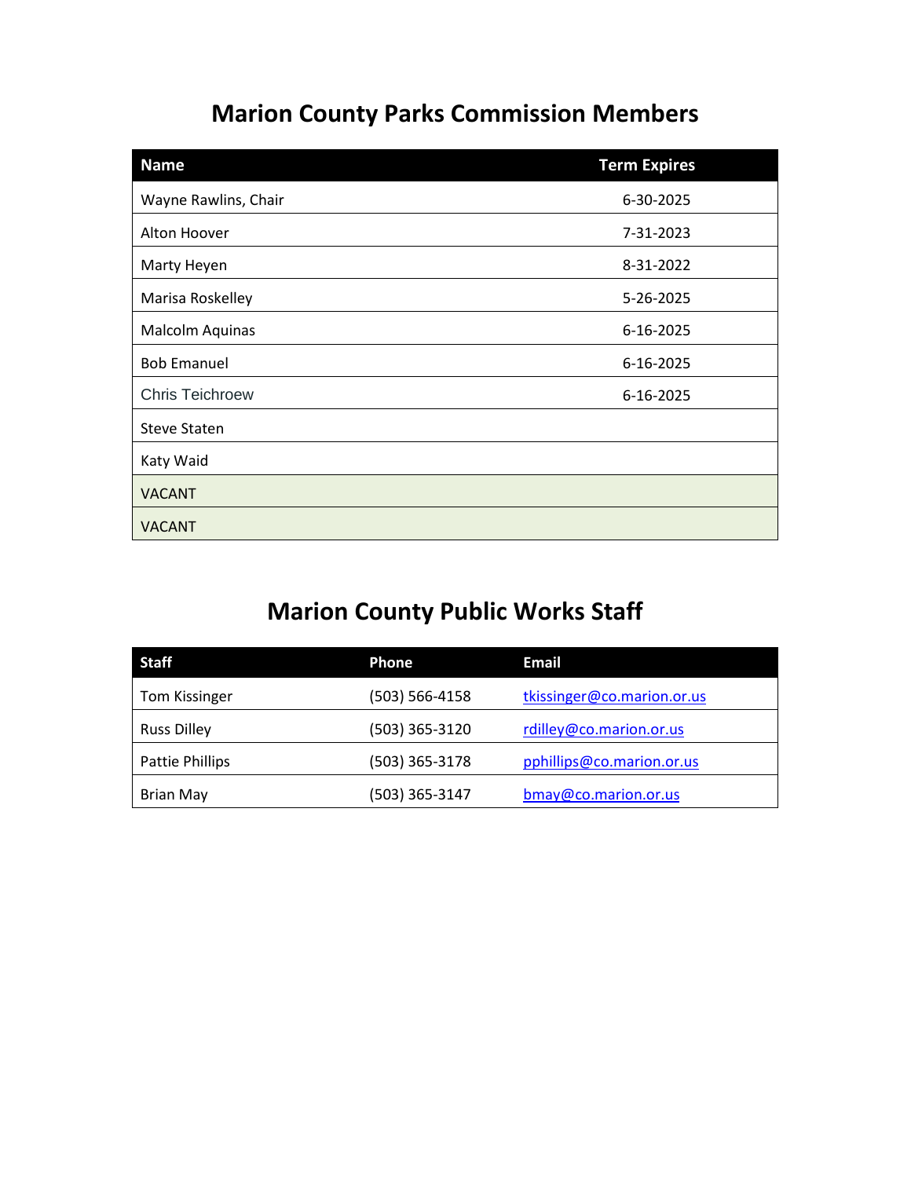# Marion County Parks Commission Members

| Name | Term Expires |
|---|---|
| Wayne Rawlins, Chair | 6-30-2025 |
| Alton Hoover | 7-31-2023 |
| Marty Heyen | 8-31-2022 |
| Marisa Roskelley | 5-26-2025 |
| Malcolm Aquinas | 6-16-2025 |
| Bob Emanuel | 6-16-2025 |
| Chris Teichroew | 6-16-2025 |
| Steve Staten | |
| Katy Waid | |
| VACANT | |
| VACANT | |

# Marion County Public Works Staff

| Staff | Phone | Email |
|---|---|---|
| Tom Kissinger | (503) 566-4158 | tkissinger@co.marion.or.us |
| Russ Dilley | (503) 365-3120 | rdilley@co.marion.or.us |
| Pattie Phillips | (503) 365-3178 | pphillips@co.marion.or.us |
| Brian May | (503) 365-3147 | bmay@co.marion.or.us |